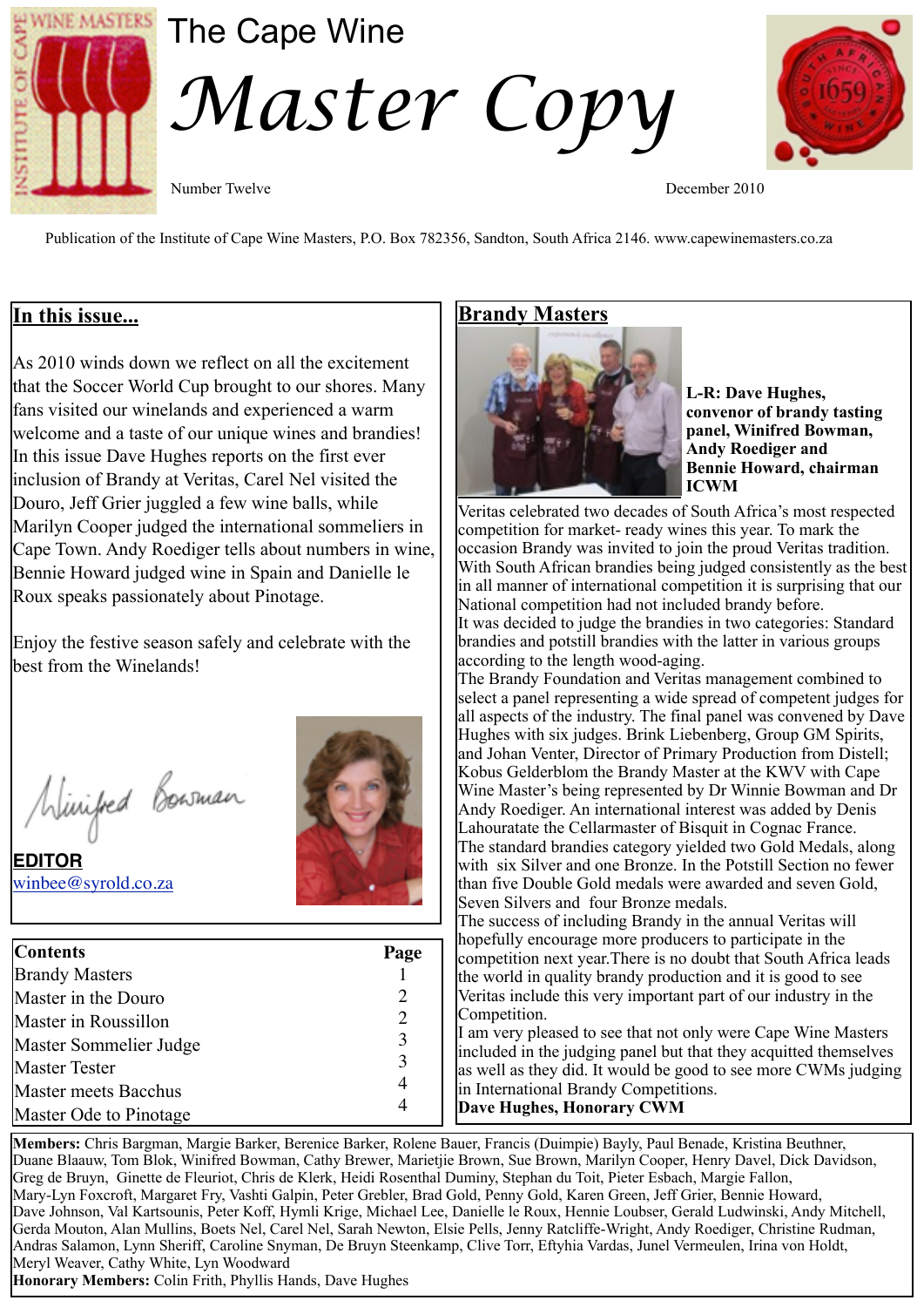# The Cape Wine *Master Copy*

Number Twelve

December 2010

Publication of the Institute of Cape Wine Masters, P.O. Box 782356, Sandton, South Africa 2146. www.capewinemasters.co.za

## In this issue...

As 2010 winds down we reflect on all the excitement that the Soccer World Cup brought to our shores. Many fans visited our winelands and experienced a warm welcome and a taste of our unique wines and brandies! In this issue Dave Hughes reports on the first ever inclusion of Brandy at Veritas, Carel Nel visited the Douro, Jeff Grier juggled a few wine balls, while Marilyn Cooper judged the international sommeliers in Cape Town. Andy Roediger tells about numbers in wine, Bennie Howard judged wine in Spain and Danielle le Roux speaks passionately about Pinotage.

Enjoy the festive season safely and celebrate with the best from the Winelands!

Winifred Bowman

**EDITOR**
winbee@syrold.co.za

| Contents | Page |
|---|---|
| Brandy Masters | 1 |
| Master in the Douro | 2 |
| Master in Roussillon | 2 |
| Master Sommelier Judge | 3 |
| Master Tester | 3 |
| Master meets Bacchus | 4 |
| Master Ode to Pinotage | 4 |

## Brandy Masters

**L-R: Dave Hughes, convenor of brandy tasting panel, Winifred Bowman, Andy Roediger and Bennie Howard, chairman ICWM**

Veritas celebrated two decades of South Africa's most respected competition for market- ready wines this year. To mark the occasion Brandy was invited to join the proud Veritas tradition. With South African brandies being judged consistently as the best in all manner of international competition it is surprising that our National competition had not included brandy before.

It was decided to judge the brandies in two categories: Standard brandies and potstill brandies with the latter in various groups according to the length wood-aging.

The Brandy Foundation and Veritas management combined to select a panel representing a wide spread of competent judges for all aspects of the industry. The final panel was convened by Dave Hughes with six judges. Brink Liebenberg, Group GM Spirits, and Johan Venter, Director of Primary Production from Distell; Kobus Gelderblom the Brandy Master at the KWV with Cape Wine Master's being represented by Dr Winnie Bowman and Dr Andy Roediger. An international interest was added by Denis Lahouratate the Cellarmaster of Bisquit in Cognac France.

The standard brandies category yielded two Gold Medals, along with six Silver and one Bronze. In the Potstill Section no fewer than five Double Gold medals were awarded and seven Gold, Seven Silvers and four Bronze medals.

The success of including Brandy in the annual Veritas will hopefully encourage more producers to participate in the competition next year.There is no doubt that South Africa leads the world in quality brandy production and it is good to see Veritas include this very important part of our industry in the Competition.

I am very pleased to see that not only were Cape Wine Masters included in the judging panel but that they acquitted themselves as well as they did. It would be good to see more CWMs judging in International Brandy Competitions.

**Dave Hughes, Honorary CWM**

**Members:** Chris Bargman, Margie Barker, Berenice Barker, Rolene Bauer, Francis (Duimpie) Bayly, Paul Benade, Kristina Beuthner, Duane Blaauw, Tom Blok, Winifred Bowman, Cathy Brewer, Marietjie Brown, Sue Brown, Marilyn Cooper, Henry Davel, Dick Davidson, Greg de Bruyn, Ginette de Fleuriot, Chris de Klerk, Heidi Rosenthal Duminy, Stephan du Toit, Pieter Esbach, Margie Fallon, Mary-Lyn Foxcroft, Margaret Fry, Vashti Galpin, Peter Grebler, Brad Gold, Penny Gold, Karen Green, Jeff Grier, Bennie Howard, Dave Johnson, Val Kartsounis, Peter Koff, Hymli Krige, Michael Lee, Danielle le Roux, Hennie Loubser, Gerald Ludwinski, Andy Mitchell, Gerda Mouton, Alan Mullins, Boets Nel, Carel Nel, Sarah Newton, Elsie Pells, Jenny Ratcliffe-Wright, Andy Roediger, Christine Rudman, Andras Salamon, Lynn Sheriff, Caroline Snyman, De Bruyn Steenkamp, Clive Torr, Eftyhia Vardas, Junel Vermeulen, Irina von Holdt, Meryl Weaver, Cathy White, Lyn Woodward

**Honorary Members:** Colin Frith, Phyllis Hands, Dave Hughes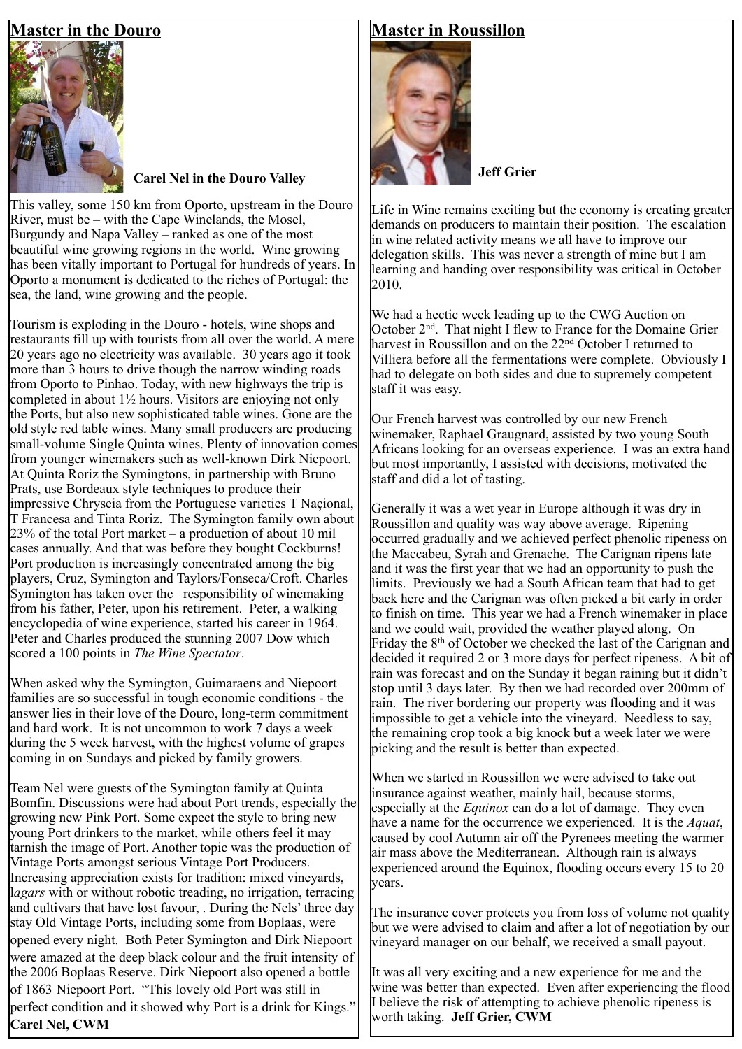## Master in the Douro

**Carel Nel in the Douro Valley**

This valley, some 150 km from Oporto, upstream in the Douro River, must be – with the Cape Winelands, the Mosel, Burgundy and Napa Valley – ranked as one of the most beautiful wine growing regions in the world. Wine growing has been vitally important to Portugal for hundreds of years. In Oporto a monument is dedicated to the riches of Portugal: the sea, the land, wine growing and the people.

Tourism is exploding in the Douro - hotels, wine shops and restaurants fill up with tourists from all over the world. A mere 20 years ago no electricity was available. 30 years ago it took more than 3 hours to drive though the narrow winding roads from Oporto to Pinhao. Today, with new highways the trip is completed in about 1½ hours. Visitors are enjoying not only the Ports, but also new sophisticated table wines. Gone are the old style red table wines. Many small producers are producing small-volume Single Quinta wines. Plenty of innovation comes from younger winemakers such as well-known Dirk Niepoort. At Quinta Roriz the Symingtons, in partnership with Bruno Prats, use Bordeaux style techniques to produce their impressive Chryseia from the Portuguese varieties T Naçional, T Francesa and Tinta Roriz. The Symington family own about 23% of the total Port market – a production of about 10 mil cases annually. And that was before they bought Cockburns! Port production is increasingly concentrated among the big players, Cruz, Symington and Taylors/Fonseca/Croft. Charles Symington has taken over the responsibility of winemaking from his father, Peter, upon his retirement. Peter, a walking encyclopedia of wine experience, started his career in 1964. Peter and Charles produced the stunning 2007 Dow which scored a 100 points in *The Wine Spectator*.

When asked why the Symington, Guimaraens and Niepoort families are so successful in tough economic conditions - the answer lies in their love of the Douro, long-term commitment and hard work. It is not uncommon to work 7 days a week during the 5 week harvest, with the highest volume of grapes coming in on Sundays and picked by family growers.

Team Nel were guests of the Symington family at Quinta Bomfin. Discussions were had about Port trends, especially the growing new Pink Port. Some expect the style to bring new young Port drinkers to the market, while others feel it may tarnish the image of Port. Another topic was the production of Vintage Ports amongst serious Vintage Port Producers. Increasing appreciation exists for tradition: mixed vineyards, l*agars* with or without robotic treading, no irrigation, terracing and cultivars that have lost favour, . During the Nels' three day stay Old Vintage Ports, including some from Boplaas, were opened every night. Both Peter Symington and Dirk Niepoort were amazed at the deep black colour and the fruit intensity of the 2006 Boplaas Reserve. Dirk Niepoort also opened a bottle of 1863 Niepoort Port. "This lovely old Port was still in perfect condition and it showed why Port is a drink for Kings."

**Carel Nel, CWM**

## Master in Roussillon

**Jeff Grier**

Life in Wine remains exciting but the economy is creating greater demands on producers to maintain their position. The escalation in wine related activity means we all have to improve our delegation skills. This was never a strength of mine but I am learning and handing over responsibility was critical in October 2010.

We had a hectic week leading up to the CWG Auction on October 2nd. That night I flew to France for the Domaine Grier harvest in Roussillon and on the 22nd October I returned to Villiera before all the fermentations were complete. Obviously I had to delegate on both sides and due to supremely competent staff it was easy.

Our French harvest was controlled by our new French winemaker, Raphael Graugnard, assisted by two young South Africans looking for an overseas experience. I was an extra hand but most importantly, I assisted with decisions, motivated the staff and did a lot of tasting.

Generally it was a wet year in Europe although it was dry in Roussillon and quality was way above average. Ripening occurred gradually and we achieved perfect phenolic ripeness on the Maccabeu, Syrah and Grenache. The Carignan ripens late and it was the first year that we had an opportunity to push the limits. Previously we had a South African team that had to get back here and the Carignan was often picked a bit early in order to finish on time. This year we had a French winemaker in place and we could wait, provided the weather played along. On Friday the 8th of October we checked the last of the Carignan and decided it required 2 or 3 more days for perfect ripeness. A bit of rain was forecast and on the Sunday it began raining but it didn't stop until 3 days later. By then we had recorded over 200mm of rain. The river bordering our property was flooding and it was impossible to get a vehicle into the vineyard. Needless to say, the remaining crop took a big knock but a week later we were picking and the result is better than expected.

When we started in Roussillon we were advised to take out insurance against weather, mainly hail, because storms, especially at the *Equinox* can do a lot of damage. They even have a name for the occurrence we experienced. It is the *Aquat*, caused by cool Autumn air off the Pyrenees meeting the warmer air mass above the Mediterranean. Although rain is always experienced around the Equinox, flooding occurs every 15 to 20 years.

The insurance cover protects you from loss of volume not quality but we were advised to claim and after a lot of negotiation by our vineyard manager on our behalf, we received a small payout.

It was all very exciting and a new experience for me and the wine was better than expected. Even after experiencing the flood I believe the risk of attempting to achieve phenolic ripeness is worth taking. **Jeff Grier, CWM**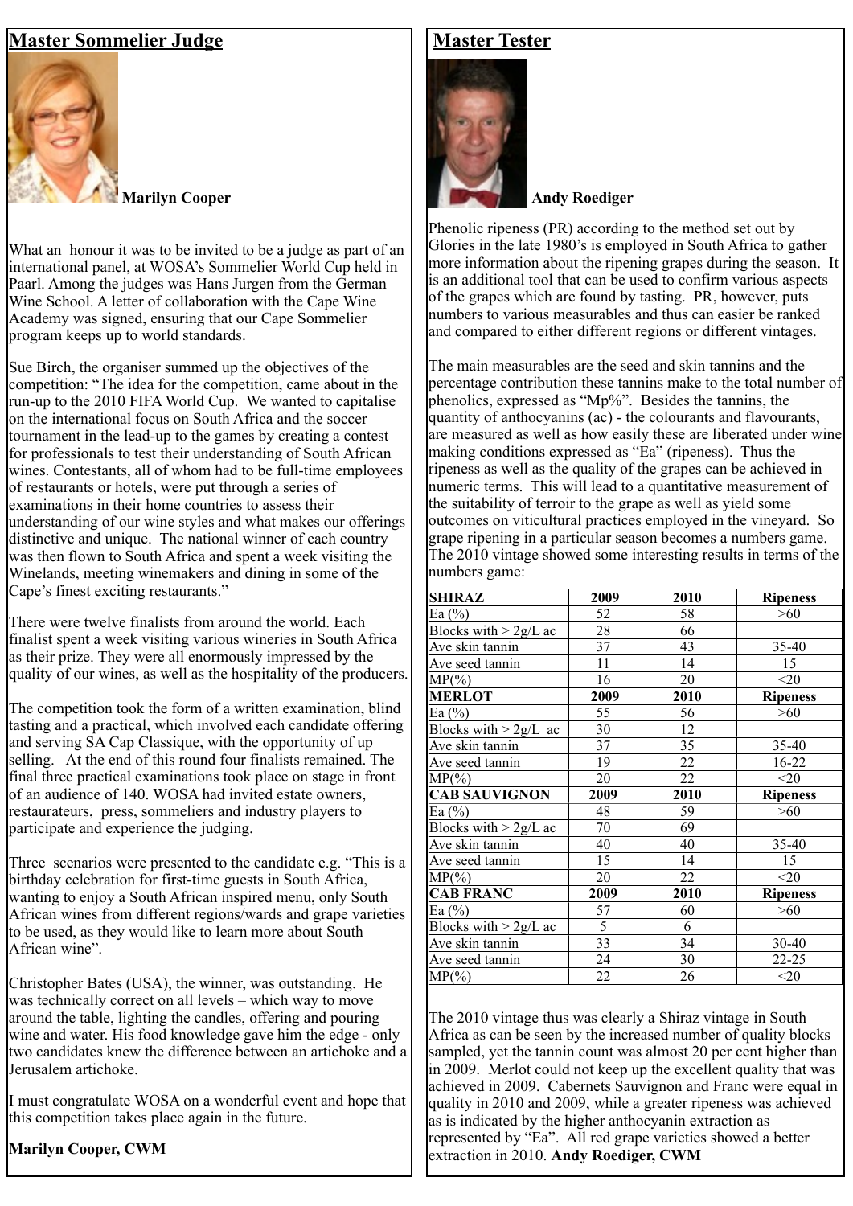## Master Sommelier Judge

**Marilyn Cooper**

What an honour it was to be invited to be a judge as part of an international panel, at WOSA's Sommelier World Cup held in Paarl. Among the judges was Hans Jurgen from the German Wine School. A letter of collaboration with the Cape Wine Academy was signed, ensuring that our Cape Sommelier program keeps up to world standards.

Sue Birch, the organiser summed up the objectives of the competition: "The idea for the competition, came about in the run-up to the 2010 FIFA World Cup. We wanted to capitalise on the international focus on South Africa and the soccer tournament in the lead-up to the games by creating a contest for professionals to test their understanding of South African wines. Contestants, all of whom had to be full-time employees of restaurants or hotels, were put through a series of examinations in their home countries to assess their understanding of our wine styles and what makes our offerings distinctive and unique. The national winner of each country was then flown to South Africa and spent a week visiting the Winelands, meeting winemakers and dining in some of the Cape's finest exciting restaurants."

There were twelve finalists from around the world. Each finalist spent a week visiting various wineries in South Africa as their prize. They were all enormously impressed by the quality of our wines, as well as the hospitality of the producers.

The competition took the form of a written examination, blind tasting and a practical, which involved each candidate offering and serving SA Cap Classique, with the opportunity of up selling. At the end of this round four finalists remained. The final three practical examinations took place on stage in front of an audience of 140. WOSA had invited estate owners, restaurateurs, press, sommeliers and industry players to participate and experience the judging.

Three scenarios were presented to the candidate e.g. "This is a birthday celebration for first-time guests in South Africa, wanting to enjoy a South African inspired menu, only South African wines from different regions/wards and grape varieties to be used, as they would like to learn more about South African wine".

Christopher Bates (USA), the winner, was outstanding. He was technically correct on all levels – which way to move around the table, lighting the candles, offering and pouring wine and water. His food knowledge gave him the edge - only two candidates knew the difference between an artichoke and a Jerusalem artichoke.

I must congratulate WOSA on a wonderful event and hope that this competition takes place again in the future.

**Marilyn Cooper, CWM**

## Master Tester

**Andy Roediger**

Phenolic ripeness (PR) according to the method set out by Glories in the late 1980's is employed in South Africa to gather more information about the ripening grapes during the season. It is an additional tool that can be used to confirm various aspects of the grapes which are found by tasting. PR, however, puts numbers to various measurables and thus can easier be ranked and compared to either different regions or different vintages.

The main measurables are the seed and skin tannins and the percentage contribution these tannins make to the total number of phenolics, expressed as "Mp%". Besides the tannins, the quantity of anthocyanins (ac) - the colourants and flavourants, are measured as well as how easily these are liberated under wine making conditions expressed as "Ea" (ripeness). Thus the ripeness as well as the quality of the grapes can be achieved in numeric terms. This will lead to a quantitative measurement of the suitability of terroir to the grape as well as yield some outcomes on viticultural practices employed in the vineyard. So grape ripening in a particular season becomes a numbers game. The 2010 vintage showed some interesting results in terms of the numbers game:

| **SHIRAZ** | **2009** | **2010** | **Ripeness** |
|---|---|---|---|
| Ea (%) | 52 | 58 | >60 |
| Blocks with > 2g/L ac | 28 | 66 | |
| Ave skin tannin | 37 | 43 | 35-40 |
| Ave seed tannin | 11 | 14 | 15 |
| MP(%) | 16 | 20 | <20 |
| **MERLOT** | **2009** | **2010** | **Ripeness** |
| Ea (%) | 55 | 56 | >60 |
| Blocks with > 2g/L ac | 30 | 12 | |
| Ave skin tannin | 37 | 35 | 35-40 |
| Ave seed tannin | 19 | 22 | 16-22 |
| MP(%) | 20 | 22 | <20 |
| **CAB SAUVIGNON** | **2009** | **2010** | **Ripeness** |
| Ea (%) | 48 | 59 | >60 |
| Blocks with > 2g/L ac | 70 | 69 | |
| Ave skin tannin | 40 | 40 | 35-40 |
| Ave seed tannin | 15 | 14 | 15 |
| MP(%) | 20 | 22 | <20 |
| **CAB FRANC** | **2009** | **2010** | **Ripeness** |
| Ea (%) | 57 | 60 | >60 |
| Blocks with > 2g/L ac | 5 | 6 | |
| Ave skin tannin | 33 | 34 | 30-40 |
| Ave seed tannin | 24 | 30 | 22-25 |
| MP(%) | 22 | 26 | <20 |

The 2010 vintage thus was clearly a Shiraz vintage in South Africa as can be seen by the increased number of quality blocks sampled, yet the tannin count was almost 20 per cent higher than in 2009. Merlot could not keep up the excellent quality that was achieved in 2009. Cabernets Sauvignon and Franc were equal in quality in 2010 and 2009, while a greater ripeness was achieved as is indicated by the higher anthocyanin extraction as represented by "Ea". All red grape varieties showed a better extraction in 2010. **Andy Roediger, CWM**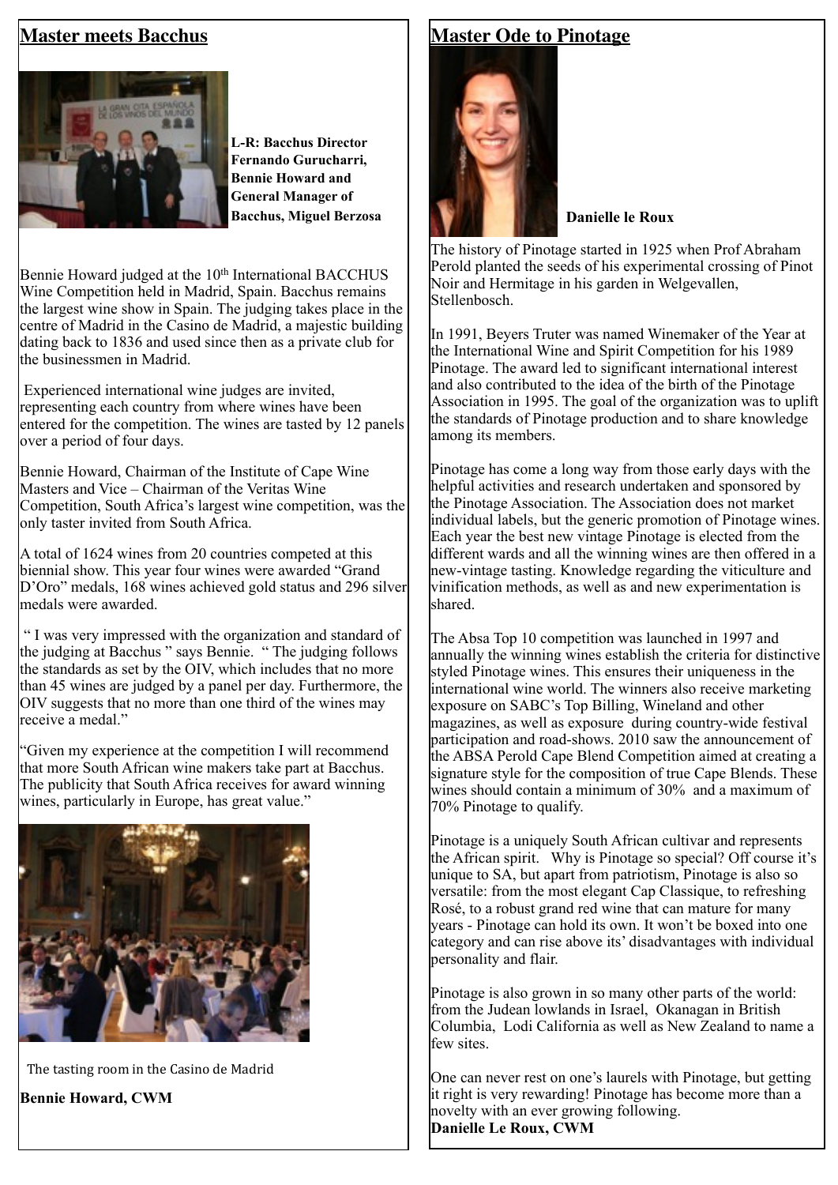## Master meets Bacchus

**L-R: Bacchus Director Fernando Gurucharri, Bennie Howard and General Manager of Bacchus, Miguel Berzosa**

Bennie Howard judged at the 10th International BACCHUS Wine Competition held in Madrid, Spain. Bacchus remains the largest wine show in Spain. The judging takes place in the centre of Madrid in the Casino de Madrid, a majestic building dating back to 1836 and used since then as a private club for the businessmen in Madrid.

Experienced international wine judges are invited, representing each country from where wines have been entered for the competition. The wines are tasted by 12 panels over a period of four days.

Bennie Howard, Chairman of the Institute of Cape Wine Masters and Vice – Chairman of the Veritas Wine Competition, South Africa's largest wine competition, was the only taster invited from South Africa.

A total of 1624 wines from 20 countries competed at this biennial show. This year four wines were awarded "Grand D'Oro" medals, 168 wines achieved gold status and 296 silver medals were awarded.

" I was very impressed with the organization and standard of the judging at Bacchus " says Bennie. " The judging follows the standards as set by the OIV, which includes that no more than 45 wines are judged by a panel per day. Furthermore, the OIV suggests that no more than one third of the wines may receive a medal."

"Given my experience at the competition I will recommend that more South African wine makers take part at Bacchus. The publicity that South Africa receives for award winning wines, particularly in Europe, has great value."

The tasting room in the Casino de Madrid

**Bennie Howard, CWM**

## Master Ode to Pinotage

**Danielle le Roux**

The history of Pinotage started in 1925 when Prof Abraham Perold planted the seeds of his experimental crossing of Pinot Noir and Hermitage in his garden in Welgevallen, Stellenbosch.

In 1991, Beyers Truter was named Winemaker of the Year at the International Wine and Spirit Competition for his 1989 Pinotage. The award led to significant international interest and also contributed to the idea of the birth of the Pinotage Association in 1995. The goal of the organization was to uplift the standards of Pinotage production and to share knowledge among its members.

Pinotage has come a long way from those early days with the helpful activities and research undertaken and sponsored by the Pinotage Association. The Association does not market individual labels, but the generic promotion of Pinotage wines. Each year the best new vintage Pinotage is elected from the different wards and all the winning wines are then offered in a new-vintage tasting. Knowledge regarding the viticulture and vinification methods, as well as and new experimentation is shared.

The Absa Top 10 competition was launched in 1997 and annually the winning wines establish the criteria for distinctive styled Pinotage wines. This ensures their uniqueness in the international wine world. The winners also receive marketing exposure on SABC's Top Billing, Wineland and other magazines, as well as exposure during country-wide festival participation and road-shows. 2010 saw the announcement of the ABSA Perold Cape Blend Competition aimed at creating a signature style for the composition of true Cape Blends. These wines should contain a minimum of 30% and a maximum of 70% Pinotage to qualify.

Pinotage is a uniquely South African cultivar and represents the African spirit. Why is Pinotage so special? Off course it's unique to SA, but apart from patriotism, Pinotage is also so versatile: from the most elegant Cap Classique, to refreshing Rosé, to a robust grand red wine that can mature for many years - Pinotage can hold its own. It won't be boxed into one category and can rise above its' disadvantages with individual personality and flair.

Pinotage is also grown in so many other parts of the world: from the Judean lowlands in Israel, Okanagan in British Columbia, Lodi California as well as New Zealand to name a few sites.

One can never rest on one's laurels with Pinotage, but getting it right is very rewarding! Pinotage has become more than a novelty with an ever growing following.

**Danielle Le Roux, CWM**